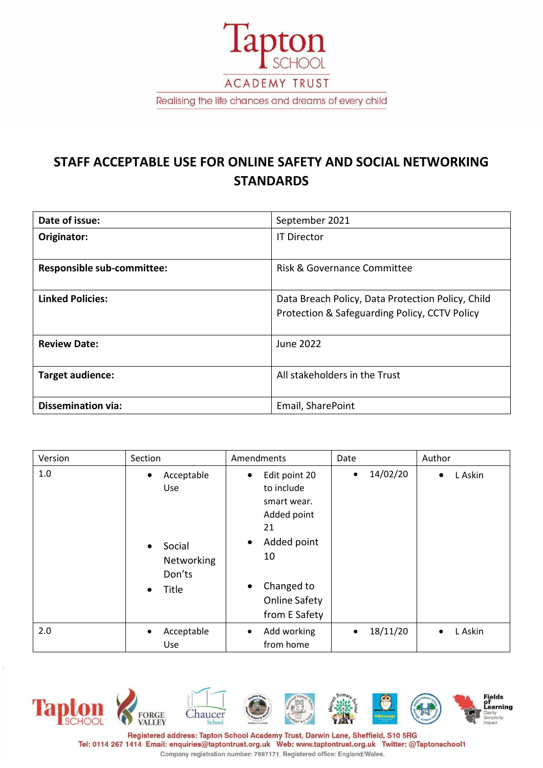Tapton SCHOOL

ACADEMY TRUST

Realising the life chances and dreams of every child

# STAFF ACCEPTABLE USE FOR ONLINE SAFETY AND SOCIAL NETWORKING STANDARDS

| **Date of issue:** | September 2021 |
|---|---|
| **Originator:** | IT Director |
| **Responsible sub-committee:** | Risk & Governance Committee |
| **Linked Policies:** | Data Breach Policy, Data Protection Policy, Child Protection & Safeguarding Policy, CCTV Policy |
| **Review Date:** | June 2022 |
| **Target audience:** | All stakeholders in the Trust |
| **Dissemination via:** | Email, SharePoint |

| Version | Section | Amendments | Date | Author |
|---|---|---|---|---|
| 1.0 | • Acceptable Use<br>• Social Networking Don'ts<br>• Title | • Edit point 20 to include smart wear. Added point 21<br>• Added point 10<br>• Changed to Online Safety from E Safety | • 14/02/20 | • L Askin |
| 2.0 | • Acceptable Use | • Add working from home | • 18/11/20 | • L Askin |

Registered address: Tapton School Academy Trust, Darwin Lane, Sheffield, S10 5RG
Tel: 0114 267 1414 Email: enquiries@taptontrust.org.uk Web: www.taptontrust.org.uk Twitter: @Taptonschool1
Company registration number: 7697171. Registered office: England/Wales.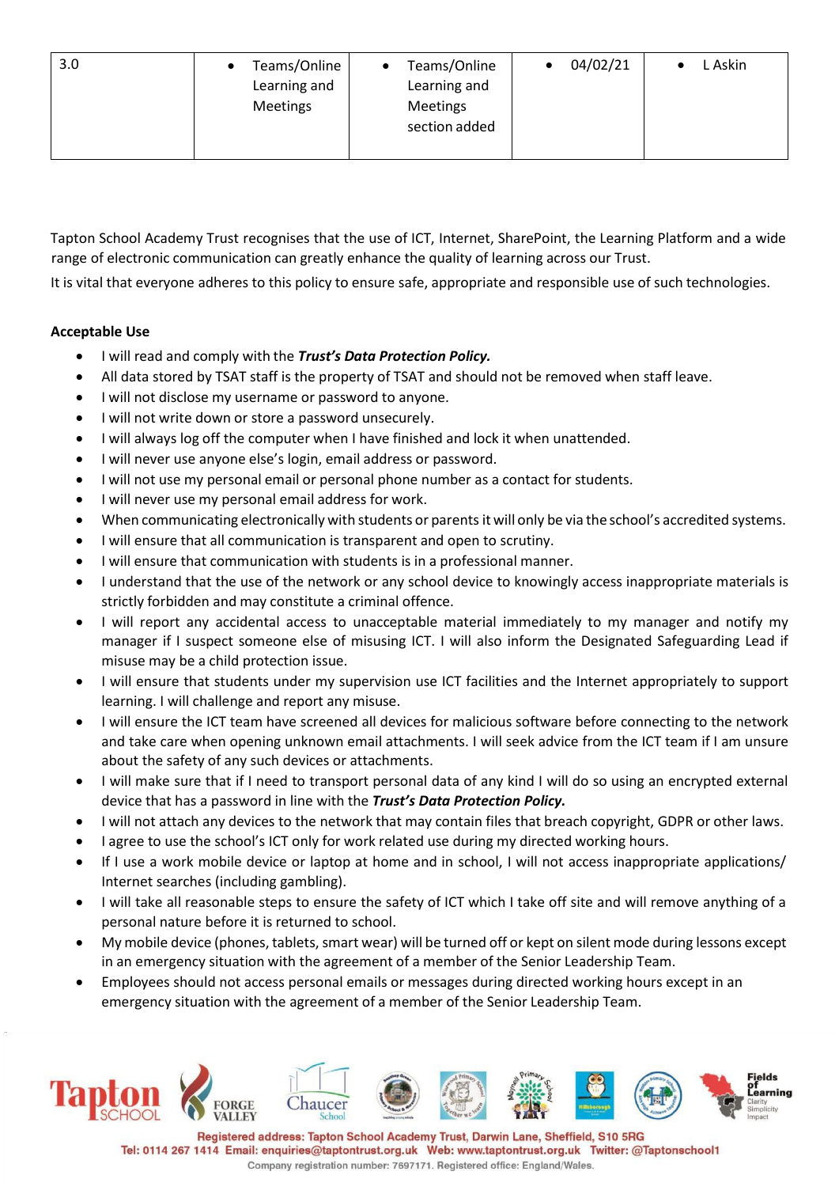| 3.0 | • Teams/Online Learning and Meetings | • Teams/Online Learning and Meetings section added | • 04/02/21 | • L Askin |
|---|---|---|---|---|

Tapton School Academy Trust recognises that the use of ICT, Internet, SharePoint, the Learning Platform and a wide range of electronic communication can greatly enhance the quality of learning across our Trust.

It is vital that everyone adheres to this policy to ensure safe, appropriate and responsible use of such technologies.

**Acceptable Use**

- I will read and comply with the ***Trust's Data Protection Policy.***
- All data stored by TSAT staff is the property of TSAT and should not be removed when staff leave.
- I will not disclose my username or password to anyone.
- I will not write down or store a password unsecurely.
- I will always log off the computer when I have finished and lock it when unattended.
- I will never use anyone else's login, email address or password.
- I will not use my personal email or personal phone number as a contact for students.
- I will never use my personal email address for work.
- When communicating electronically with students or parents it will only be via the school's accredited systems.
- I will ensure that all communication is transparent and open to scrutiny.
- I will ensure that communication with students is in a professional manner.
- I understand that the use of the network or any school device to knowingly access inappropriate materials is strictly forbidden and may constitute a criminal offence.
- I will report any accidental access to unacceptable material immediately to my manager and notify my manager if I suspect someone else of misusing ICT. I will also inform the Designated Safeguarding Lead if misuse may be a child protection issue.
- I will ensure that students under my supervision use ICT facilities and the Internet appropriately to support learning. I will challenge and report any misuse.
- I will ensure the ICT team have screened all devices for malicious software before connecting to the network and take care when opening unknown email attachments. I will seek advice from the ICT team if I am unsure about the safety of any such devices or attachments.
- I will make sure that if I need to transport personal data of any kind I will do so using an encrypted external device that has a password in line with the ***Trust's Data Protection Policy.***
- I will not attach any devices to the network that may contain files that breach copyright, GDPR or other laws.
- I agree to use the school's ICT only for work related use during my directed working hours.
- If I use a work mobile device or laptop at home and in school, I will not access inappropriate applications/ Internet searches (including gambling).
- I will take all reasonable steps to ensure the safety of ICT which I take off site and will remove anything of a personal nature before it is returned to school.
- My mobile device (phones, tablets, smart wear) will be turned off or kept on silent mode during lessons except in an emergency situation with the agreement of a member of the Senior Leadership Team.
- Employees should not access personal emails or messages during directed working hours except in an emergency situation with the agreement of a member of the Senior Leadership Team.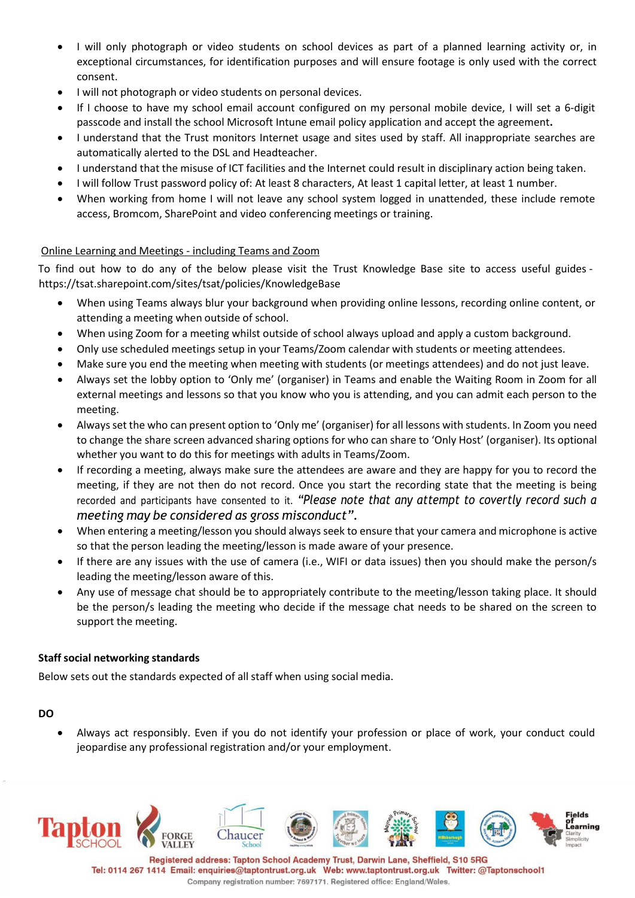- I will only photograph or video students on school devices as part of a planned learning activity or, in exceptional circumstances, for identification purposes and will ensure footage is only used with the correct consent.
- I will not photograph or video students on personal devices.
- If I choose to have my school email account configured on my personal mobile device, I will set a 6-digit passcode and install the school Microsoft Intune email policy application and accept the agreement**.**
- I understand that the Trust monitors Internet usage and sites used by staff. All inappropriate searches are automatically alerted to the DSL and Headteacher.
- I understand that the misuse of ICT facilities and the Internet could result in disciplinary action being taken.
- I will follow Trust password policy of: At least 8 characters, At least 1 capital letter, at least 1 number.
- When working from home I will not leave any school system logged in unattended, these include remote access, Bromcom, SharePoint and video conferencing meetings or training.

<u>Online Learning and Meetings - including Teams and Zoom</u>

To find out how to do any of the below please visit the Trust Knowledge Base site to access useful guides - https://tsat.sharepoint.com/sites/tsat/policies/KnowledgeBase

- When using Teams always blur your background when providing online lessons, recording online content, or attending a meeting when outside of school.
- When using Zoom for a meeting whilst outside of school always upload and apply a custom background.
- Only use scheduled meetings setup in your Teams/Zoom calendar with students or meeting attendees.
- Make sure you end the meeting when meeting with students (or meetings attendees) and do not just leave.
- Always set the lobby option to 'Only me' (organiser) in Teams and enable the Waiting Room in Zoom for all external meetings and lessons so that you know who you is attending, and you can admit each person to the meeting.
- Always set the who can present option to 'Only me' (organiser) for all lessons with students. In Zoom you need to change the share screen advanced sharing options for who can share to 'Only Host' (organiser). Its optional whether you want to do this for meetings with adults in Teams/Zoom.
- If recording a meeting, always make sure the attendees are aware and they are happy for you to record the meeting, if they are not then do not record. Once you start the recording state that the meeting is being recorded and participants have consented to it. *"Please note that any attempt to covertly record such a meeting may be considered as gross misconduct".*
- When entering a meeting/lesson you should always seek to ensure that your camera and microphone is active so that the person leading the meeting/lesson is made aware of your presence.
- If there are any issues with the use of camera (i.e., WIFI or data issues) then you should make the person/s leading the meeting/lesson aware of this.
- Any use of message chat should be to appropriately contribute to the meeting/lesson taking place. It should be the person/s leading the meeting who decide if the message chat needs to be shared on the screen to support the meeting.

**Staff social networking standards**

Below sets out the standards expected of all staff when using social media.

**DO**

- Always act responsibly. Even if you do not identify your profession or place of work, your conduct could jeopardise any professional registration and/or your employment.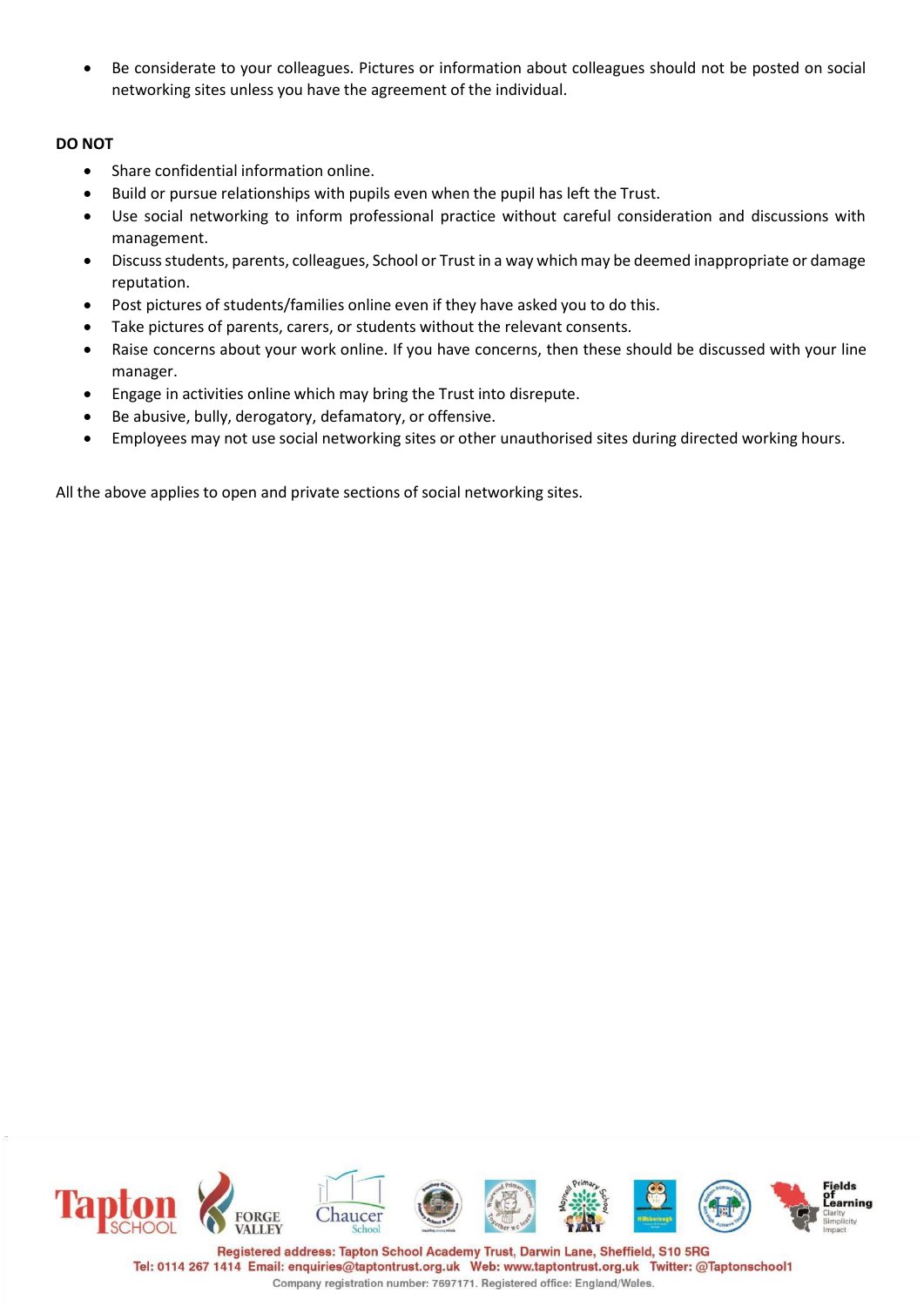- Be considerate to your colleagues. Pictures or information about colleagues should not be posted on social networking sites unless you have the agreement of the individual.

**DO NOT**

- Share confidential information online.
- Build or pursue relationships with pupils even when the pupil has left the Trust.
- Use social networking to inform professional practice without careful consideration and discussions with management.
- Discuss students, parents, colleagues, School or Trust in a way which may be deemed inappropriate or damage reputation.
- Post pictures of students/families online even if they have asked you to do this.
- Take pictures of parents, carers, or students without the relevant consents.
- Raise concerns about your work online. If you have concerns, then these should be discussed with your line manager.
- Engage in activities online which may bring the Trust into disrepute.
- Be abusive, bully, derogatory, defamatory, or offensive.
- Employees may not use social networking sites or other unauthorised sites during directed working hours.

All the above applies to open and private sections of social networking sites.